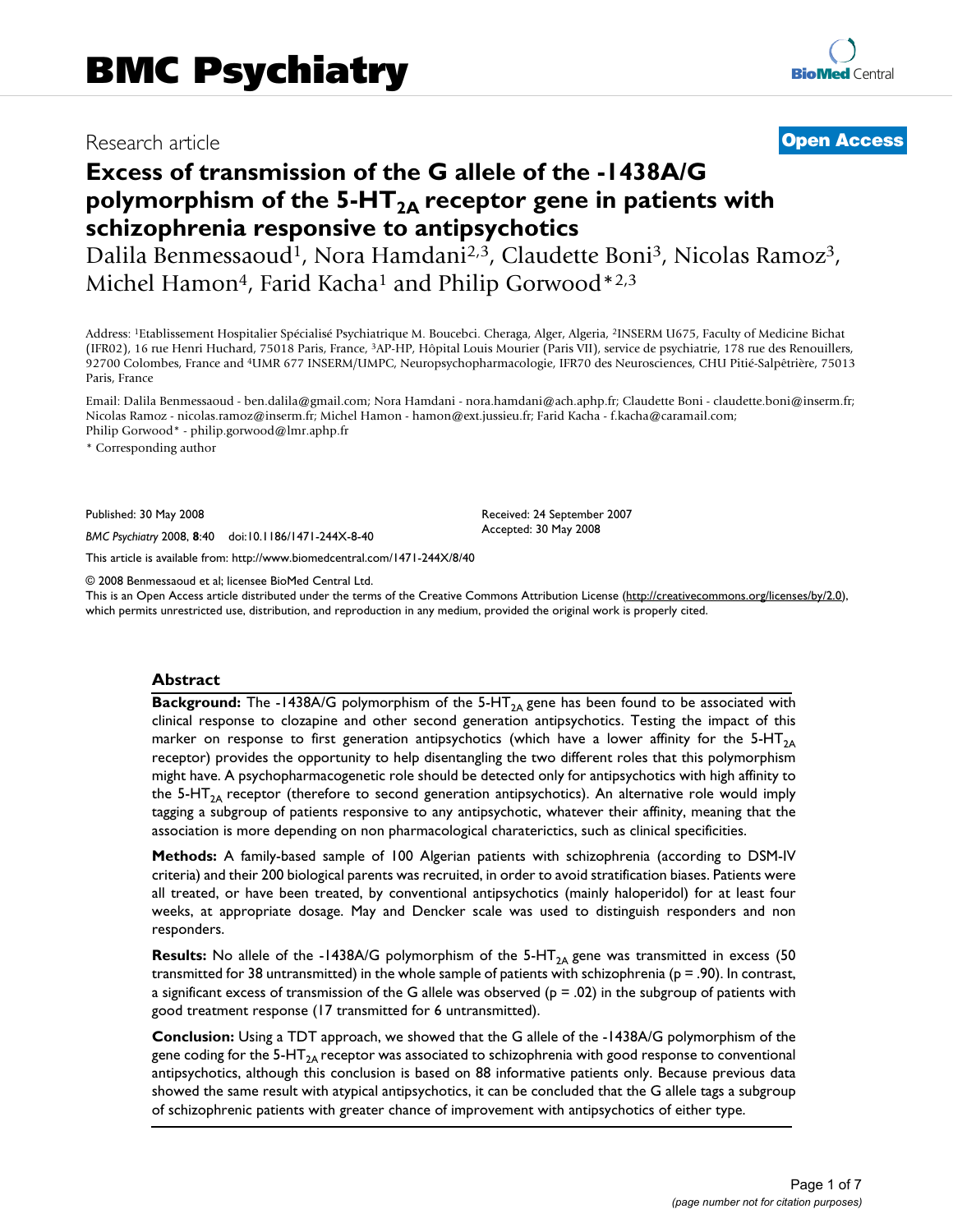# BMC Psychiatry

Research article

**Open Access**

# Excess of transmission of the G allele of the -1438A/G polymorphism of the 5-$HT_{2A}$ receptor gene in patients with schizophrenia responsive to antipsychotics

Dalila Benmessaoud[1], Nora Hamdani[2,3], Claudette Boni[3], Nicolas Ramoz[3], Michel Hamon[4], Farid Kacha[1] and Philip Gorwood*[2,3]

Address: [1]Etablissement Hospitalier Spécialisé Psychiatrique M. Boucebci. Cheraga, Alger, Algeria, [2]INSERM U675, Faculty of Medicine Bichat (IFR02), 16 rue Henri Huchard, 75018 Paris, France, [3]AP-HP, Hôpital Louis Mourier (Paris VII), service de psychiatrie, 178 rue des Renouillers, 92700 Colombes, France and [4]UMR 677 INSERM/UMPC, Neuropsychopharmacologie, IFR70 des Neurosciences, CHU Pitié-Salpêtrière, 75013 Paris, France

Email: Dalila Benmessaoud - ben.dalila@gmail.com; Nora Hamdani - nora.hamdani@ach.aphp.fr; Claudette Boni - claudette.boni@inserm.fr; Nicolas Ramoz - nicolas.ramoz@inserm.fr; Michel Hamon - hamon@ext.jussieu.fr; Farid Kacha - f.kacha@caramail.com; Philip Gorwood* - philip.gorwood@lmr.aphp.fr

\* Corresponding author

Published: 30 May 2008

*BMC Psychiatry* 2008, **8**:40 doi:10.1186/1471-244X-8-40

Received: 24 September 2007
Accepted: 30 May 2008

This article is available from: http://www.biomedcentral.com/1471-244X/8/40

© 2008 Benmessaoud et al; licensee BioMed Central Ltd.
This is an Open Access article distributed under the terms of the Creative Commons Attribution License (http://creativecommons.org/licenses/by/2.0), which permits unrestricted use, distribution, and reproduction in any medium, provided the original work is properly cited.

## Abstract

**Background:** The -1438A/G polymorphism of the 5-$HT_{2A}$ gene has been found to be associated with clinical response to clozapine and other second generation antipsychotics. Testing the impact of this marker on response to first generation antipsychotics (which have a lower affinity for the 5-$HT_{2A}$ receptor) provides the opportunity to help disentangling the two different roles that this polymorphism might have. A psychopharmacogenetic role should be detected only for antipsychotics with high affinity to the 5-$HT_{2A}$ receptor (therefore to second generation antipsychotics). An alternative role would imply tagging a subgroup of patients responsive to any antipsychotic, whatever their affinity, meaning that the association is more depending on non pharmacological charatericties, such as clinical specificities.

**Methods:** A family-based sample of 100 Algerian patients with schizophrenia (according to DSM-IV criteria) and their 200 biological parents was recruited, in order to avoid stratification biases. Patients were all treated, or have been treated, by conventional antipsychotics (mainly haloperidol) for at least four weeks, at appropriate dosage. May and Dencker scale was used to distinguish responders and non responders.

**Results:** No allele of the -1438A/G polymorphism of the 5-$HT_{2A}$ gene was transmitted in excess (50 transmitted for 38 untransmitted) in the whole sample of patients with schizophrenia ($p = .90$). In contrast, a significant excess of transmission of the G allele was observed ($p = .02$) in the subgroup of patients with good treatment response (17 transmitted for 6 untransmitted).

**Conclusion:** Using a TDT approach, we showed that the G allele of the -1438A/G polymorphism of the gene coding for the 5-$HT_{2A}$ receptor was associated to schizophrenia with good response to conventional antipsychotics, although this conclusion is based on 88 informative patients only. Because previous data showed the same result with atypical antipsychotics, it can be concluded that the G allele tags a subgroup of schizophrenic patients with greater chance of improvement with antipsychotics of either type.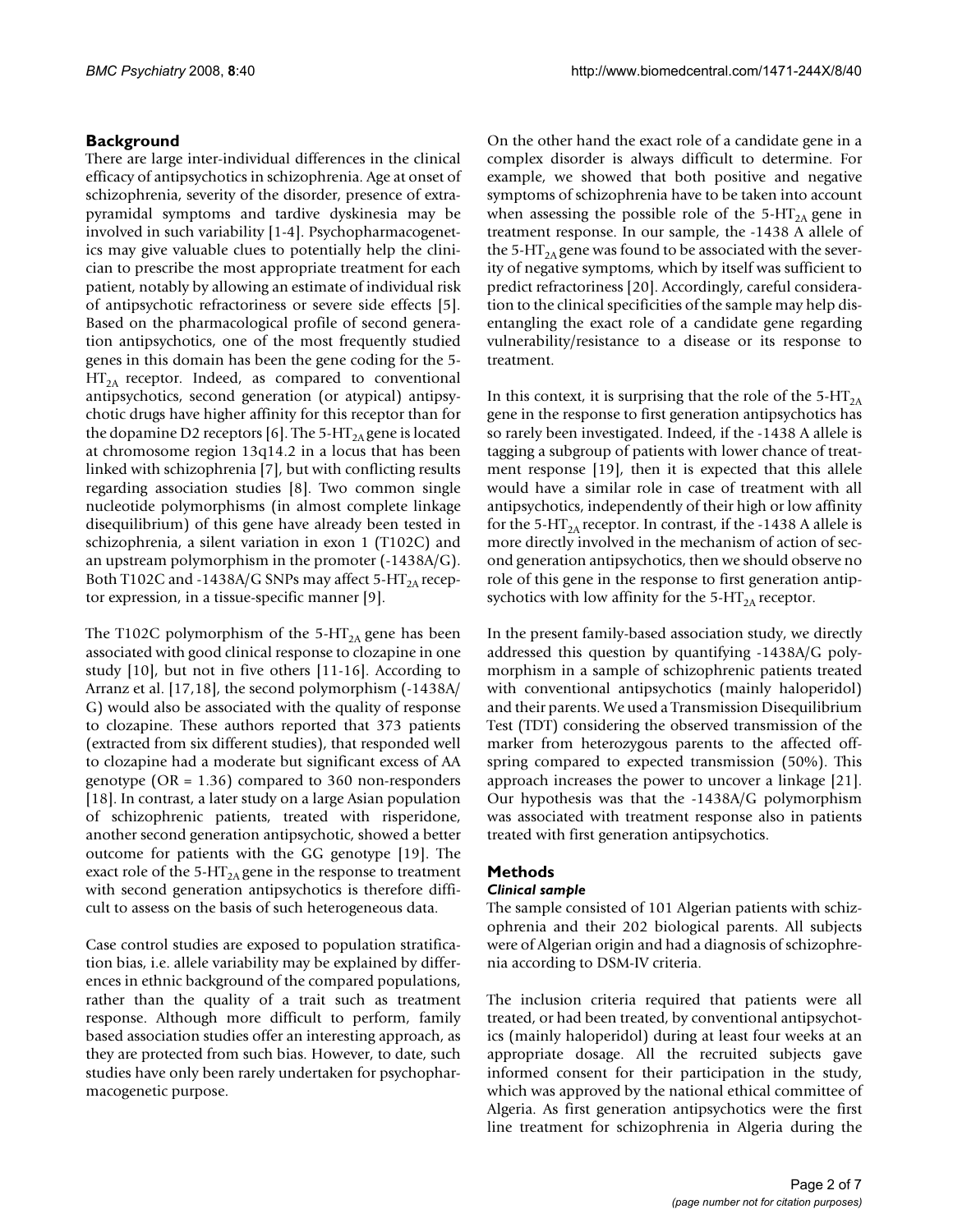## Background

There are large inter-individual differences in the clinical efficacy of antipsychotics in schizophrenia. Age at onset of schizophrenia, severity of the disorder, presence of extrapyramidal symptoms and tardive dyskinesia may be involved in such variability [1-4]. Psychopharmacogenetics may give valuable clues to potentially help the clinician to prescribe the most appropriate treatment for each patient, notably by allowing an estimate of individual risk of antipsychotic refractoriness or severe side effects [5]. Based on the pharmacological profile of second generation antipsychotics, one of the most frequently studied genes in this domain has been the gene coding for the 5-$HT_{2A}$ receptor. Indeed, as compared to conventional antipsychotics, second generation (or atypical) antipsychotic drugs have higher affinity for this receptor than for the dopamine D2 receptors [6]. The 5-$HT_{2A}$ gene is located at chromosome region 13q14.2 in a locus that has been linked with schizophrenia [7], but with conflicting results regarding association studies [8]. Two common single nucleotide polymorphisms (in almost complete linkage disequilibrium) of this gene have already been tested in schizophrenia, a silent variation in exon 1 (T102C) and an upstream polymorphism in the promoter (-1438A/G). Both T102C and -1438A/G SNPs may affect 5-$HT_{2A}$ receptor expression, in a tissue-specific manner [9].

The T102C polymorphism of the 5-$HT_{2A}$ gene has been associated with good clinical response to clozapine in one study [10], but not in five others [11-16]. According to Arranz et al. [17,18], the second polymorphism (-1438A/G) would also be associated with the quality of response to clozapine. These authors reported that 373 patients (extracted from six different studies), that responded well to clozapine had a moderate but significant excess of AA genotype (OR = 1.36) compared to 360 non-responders [18]. In contrast, a later study on a large Asian population of schizophrenic patients, treated with risperidone, another second generation antipsychotic, showed a better outcome for patients with the GG genotype [19]. The exact role of the 5-$HT_{2A}$ gene in the response to treatment with second generation antipsychotics is therefore difficult to assess on the basis of such heterogeneous data.

Case control studies are exposed to population stratification bias, i.e. allele variability may be explained by differences in ethnic background of the compared populations, rather than the quality of a trait such as treatment response. Although more difficult to perform, family based association studies offer an interesting approach, as they are protected from such bias. However, to date, such studies have only been rarely undertaken for psychopharmacogenetic purpose.

On the other hand the exact role of a candidate gene in a complex disorder is always difficult to determine. For example, we showed that both positive and negative symptoms of schizophrenia have to be taken into account when assessing the possible role of the 5-$HT_{2A}$ gene in treatment response. In our sample, the -1438 A allele of the 5-$HT_{2A}$ gene was found to be associated with the severity of negative symptoms, which by itself was sufficient to predict refractoriness [20]. Accordingly, careful consideration to the clinical specificities of the sample may help disentangling the exact role of a candidate gene regarding vulnerability/resistance to a disease or its response to treatment.

In this context, it is surprising that the role of the 5-$HT_{2A}$ gene in the response to first generation antipsychotics has so rarely been investigated. Indeed, if the -1438 A allele is tagging a subgroup of patients with lower chance of treatment response [19], then it is expected that this allele would have a similar role in case of treatment with all antipsychotics, independently of their high or low affinity for the 5-$HT_{2A}$ receptor. In contrast, if the -1438 A allele is more directly involved in the mechanism of action of second generation antipsychotics, then we should observe no role of this gene in the response to first generation antipsychotics with low affinity for the 5-$HT_{2A}$ receptor.

In the present family-based association study, we directly addressed this question by quantifying -1438A/G polymorphism in a sample of schizophrenic patients treated with conventional antipsychotics (mainly haloperidol) and their parents. We used a Transmission Disequilibrium Test (TDT) considering the observed transmission of the marker from heterozygous parents to the affected offspring compared to expected transmission (50%). This approach increases the power to uncover a linkage [21]. Our hypothesis was that the -1438A/G polymorphism was associated with treatment response also in patients treated with first generation antipsychotics.

## Methods

### *Clinical sample*

The sample consisted of 101 Algerian patients with schizophrenia and their 202 biological parents. All subjects were of Algerian origin and had a diagnosis of schizophrenia according to DSM-IV criteria.

The inclusion criteria required that patients were all treated, or had been treated, by conventional antipsychotics (mainly haloperidol) during at least four weeks at an appropriate dosage. All the recruited subjects gave informed consent for their participation in the study, which was approved by the national ethical committee of Algeria. As first generation antipsychotics were the first line treatment for schizophrenia in Algeria during the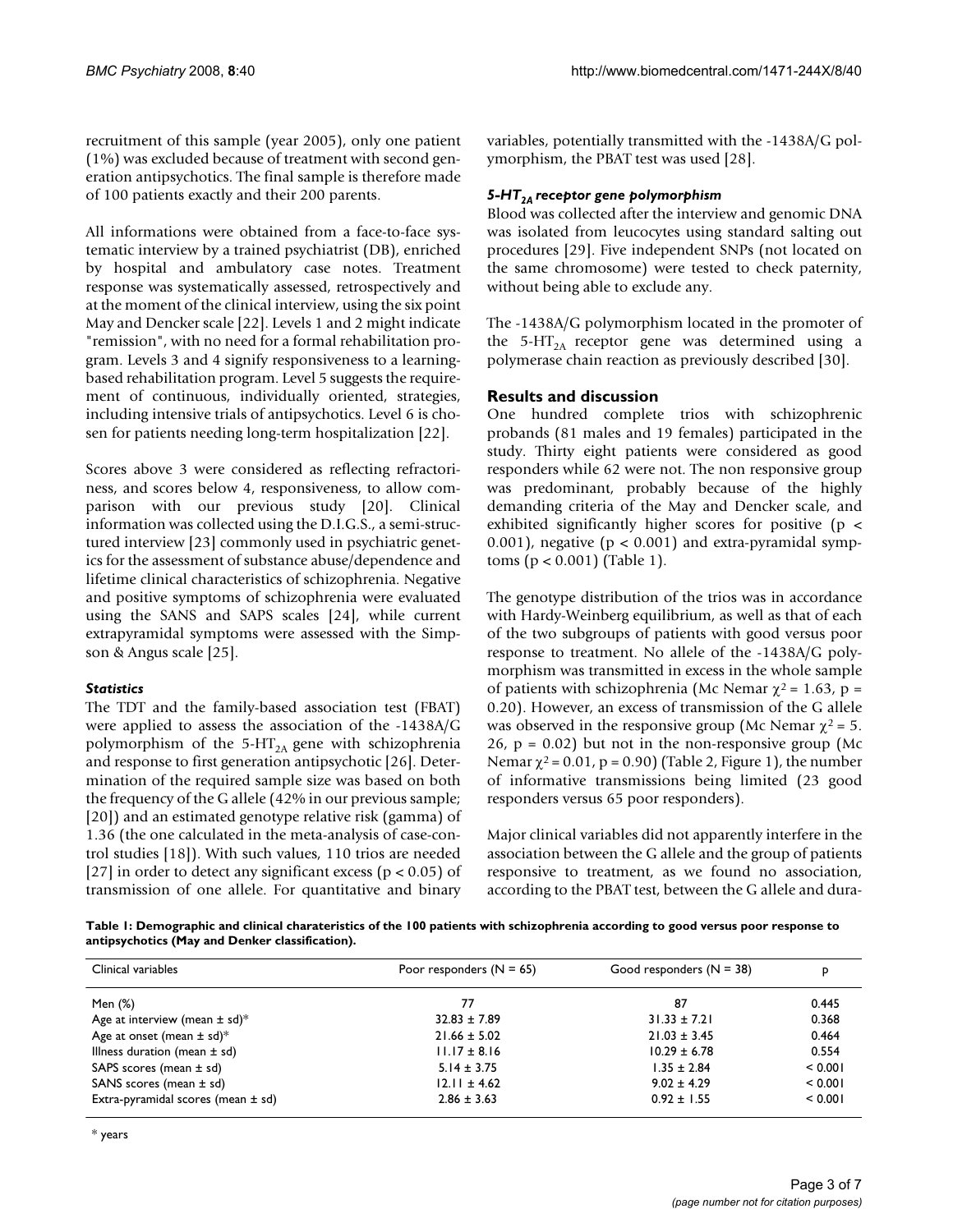recruitment of this sample (year 2005), only one patient (1%) was excluded because of treatment with second generation antipsychotics. The final sample is therefore made of 100 patients exactly and their 200 parents.

All informations were obtained from a face-to-face systematic interview by a trained psychiatrist (DB), enriched by hospital and ambulatory case notes. Treatment response was systematically assessed, retrospectively and at the moment of the clinical interview, using the six point May and Dencker scale [22]. Levels 1 and 2 might indicate "remission", with no need for a formal rehabilitation program. Levels 3 and 4 signify responsiveness to a learning-based rehabilitation program. Level 5 suggests the requirement of continuous, individually oriented, strategies, including intensive trials of antipsychotics. Level 6 is chosen for patients needing long-term hospitalization [22].

Scores above 3 were considered as reflecting refractoriness, and scores below 4, responsiveness, to allow comparison with our previous study [20]. Clinical information was collected using the D.I.G.S., a semi-structured interview [23] commonly used in psychiatric genetics for the assessment of substance abuse/dependence and lifetime clinical characteristics of schizophrenia. Negative and positive symptoms of schizophrenia were evaluated using the SANS and SAPS scales [24], while current extrapyramidal symptoms were assessed with the Simpson & Angus scale [25].

### *Statistics*

The TDT and the family-based association test (FBAT) were applied to assess the association of the -1438A/G polymorphism of the 5-$HT_{2A}$ gene with schizophrenia and response to first generation antipsychotic [26]. Determination of the required sample size was based on both the frequency of the G allele (42% in our previous sample; [20]) and an estimated genotype relative risk (gamma) of 1.36 (the one calculated in the meta-analysis of case-control studies [18]). With such values, 110 trios are needed [27] in order to detect any significant excess ($p < 0.05$) of transmission of one allele. For quantitative and binary variables, potentially transmitted with the -1438A/G polymorphism, the PBAT test was used [28].

### *5-$HT_{2A}$ receptor gene polymorphism*

Blood was collected after the interview and genomic DNA was isolated from leucocytes using standard salting out procedures [29]. Five independent SNPs (not located on the same chromosome) were tested to check paternity, without being able to exclude any.

The -1438A/G polymorphism located in the promoter of the 5-$HT_{2A}$ receptor gene was determined using a polymerase chain reaction as previously described [30].

## Results and discussion

One hundred complete trios with schizophrenic probands (81 males and 19 females) participated in the study. Thirty eight patients were considered as good responders while 62 were not. The non responsive group was predominant, probably because of the highly demanding criteria of the May and Dencker scale, and exhibited significantly higher scores for positive ($p < 0.001$), negative ($p < 0.001$) and extra-pyramidal symptoms ($p < 0.001$) (Table 1).

The genotype distribution of the trios was in accordance with Hardy-Weinberg equilibrium, as well as that of each of the two subgroups of patients with good versus poor response to treatment. No allele of the -1438A/G polymorphism was transmitted in excess in the whole sample of patients with schizophrenia (Mc Nemar $\chi^2 = 1.63$, $p = 0.20$). However, an excess of transmission of the G allele was observed in the responsive group (Mc Nemar $\chi^2 = 5.26$, $p = 0.02$) but not in the non-responsive group (Mc Nemar $\chi^2 = 0.01$, $p = 0.90$) (Table 2, Figure 1), the number of informative transmissions being limited (23 good responders versus 65 poor responders).

Major clinical variables did not apparently interfere in the association between the G allele and the group of patients responsive to treatment, as we found no association, according to the PBAT test, between the G allele and dura-

**Table 1: Demographic and clinical charateristics of the 100 patients with schizophrenia according to good versus poor response to antipsychotics (May and Denker classification).**

| Clinical variables | Poor responders (N = 65) | Good responders (N = 38) | p |
|---|---|---|---|
| Men (%) | 77 | 87 | 0.445 |
| Age at interview (mean ± sd)* | 32.83 ± 7.89 | 31.33 ± 7.21 | 0.368 |
| Age at onset (mean ± sd)* | 21.66 ± 5.02 | 21.03 ± 3.45 | 0.464 |
| Illness duration (mean ± sd) | 11.17 ± 8.16 | 10.29 ± 6.78 | 0.554 |
| SAPS scores (mean ± sd) | 5.14 ± 3.75 | 1.35 ± 2.84 | < 0.001 |
| SANS scores (mean ± sd) | 12.11 ± 4.62 | 9.02 ± 4.29 | < 0.001 |
| Extra-pyramidal scores (mean ± sd) | 2.86 ± 3.63 | 0.92 ± 1.55 | < 0.001 |

\* years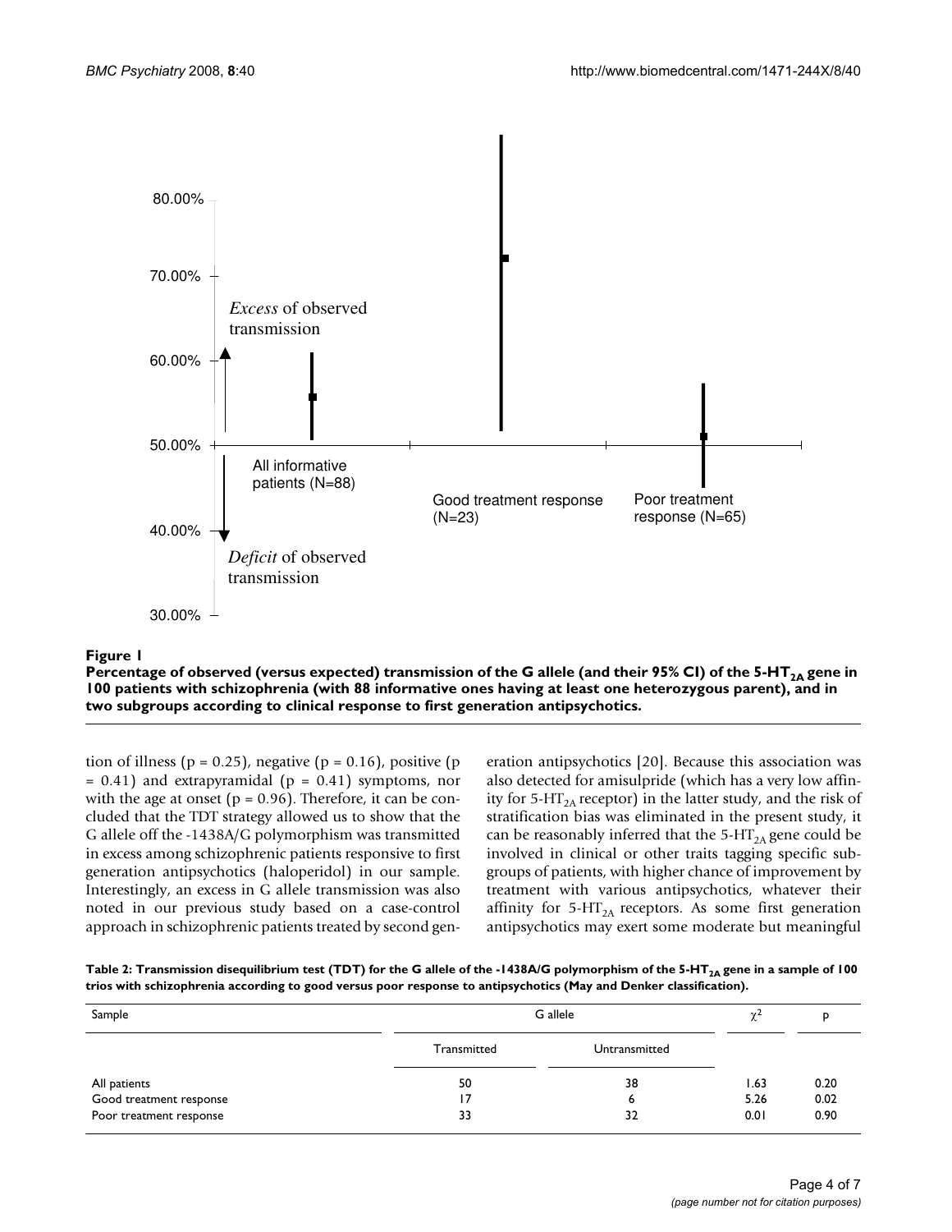**Figure 1**

**Percentage of observed (versus expected) transmission of the G allele (and their 95% CI) of the 5-HT$_{2A}$ gene in 100 patients with schizophrenia (with 88 informative ones having at least one heterozygous parent), and in two subgroups according to clinical response to first generation antipsychotics.**

tion of illness ($p = 0.25$), negative ($p = 0.16$), positive ($p = 0.41$) and extrapyramidal ($p = 0.41$) symptoms, nor with the age at onset ($p = 0.96$). Therefore, it can be concluded that the TDT strategy allowed us to show that the G allele off the -1438A/G polymorphism was transmitted in excess among schizophrenic patients responsive to first generation antipsychotics (haloperidol) in our sample. Interestingly, an excess in G allele transmission was also noted in our previous study based on a case-control approach in schizophrenic patients treated by second generation antipsychotics [20]. Because this association was also detected for amisulpride (which has a very low affinity for 5-HT$_{2A}$ receptor) in the latter study, and the risk of stratification bias was eliminated in the present study, it can be reasonably inferred that the 5-HT$_{2A}$ gene could be involved in clinical or other traits tagging specific subgroups of patients, with higher chance of improvement by treatment with various antipsychotics, whatever their affinity for 5-HT$_{2A}$ receptors. As some first generation antipsychotics may exert some moderate but meaningful

**Table 2: Transmission disequilibrium test (TDT) for the G allele of the -1438A/G polymorphism of the 5-HT$_{2A}$ gene in a sample of 100 trios with schizophrenia according to good versus poor response to antipsychotics (May and Denker classification).**

| Sample | G allele | | $\chi^2$ | p |
|---|---|---|---|---|
| | Transmitted | Untransmitted | | |
| All patients | 50 | 38 | 1.63 | 0.20 |
| Good treatment response | 17 | 6 | 5.26 | 0.02 |
| Poor treatment response | 33 | 32 | 0.01 | 0.90 |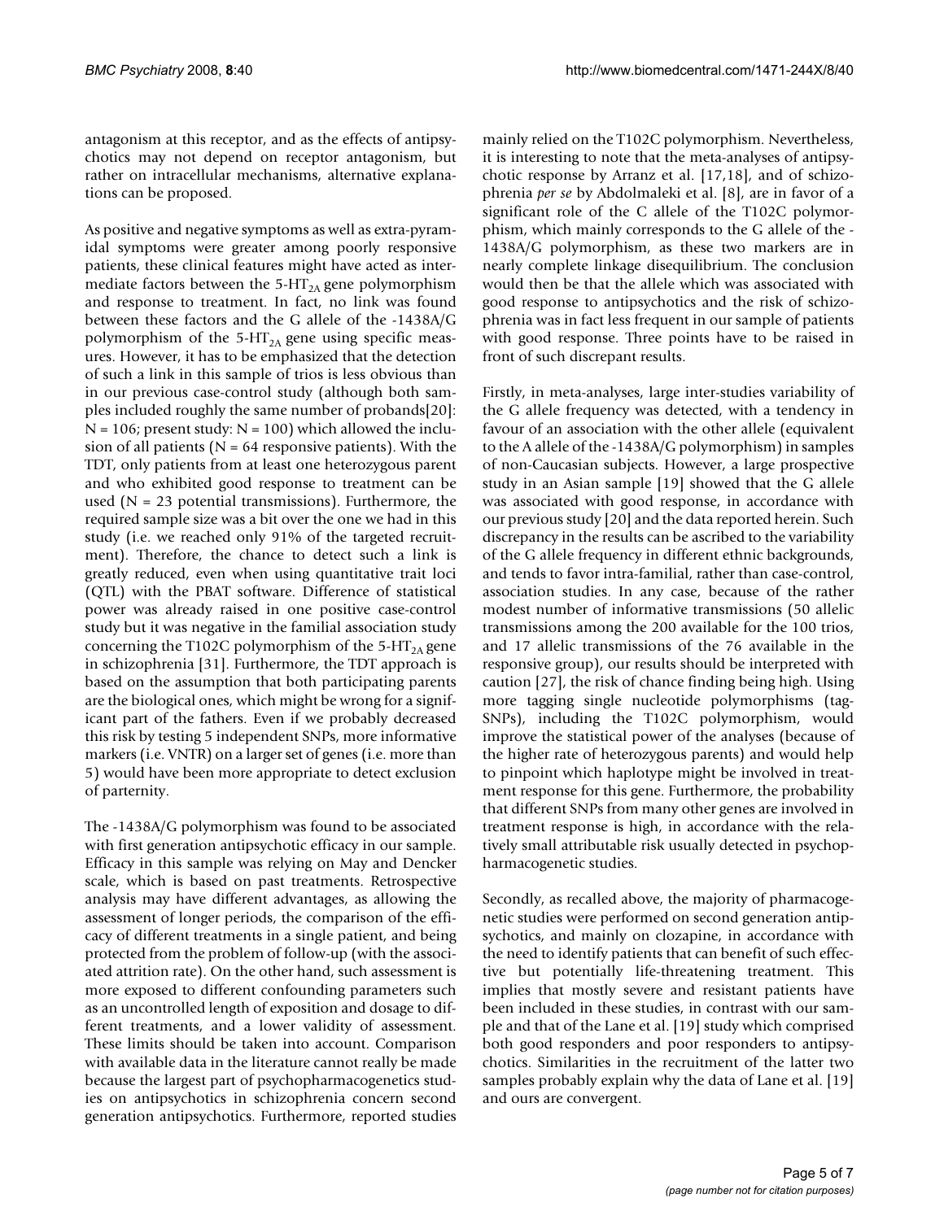antagonism at this receptor, and as the effects of antipsychotics may not depend on receptor antagonism, but rather on intracellular mechanisms, alternative explanations can be proposed.

As positive and negative symptoms as well as extra-pyramidal symptoms were greater among poorly responsive patients, these clinical features might have acted as intermediate factors between the 5-$HT_{2A}$ gene polymorphism and response to treatment. In fact, no link was found between these factors and the G allele of the -1438A/G polymorphism of the 5-$HT_{2A}$ gene using specific measures. However, it has to be emphasized that the detection of such a link in this sample of trios is less obvious than in our previous case-control study (although both samples included roughly the same number of probands[20]: N = 106; present study: N = 100) which allowed the inclusion of all patients (N = 64 responsive patients). With the TDT, only patients from at least one heterozygous parent and who exhibited good response to treatment can be used (N = 23 potential transmissions). Furthermore, the required sample size was a bit over the one we had in this study (i.e. we reached only 91% of the targeted recruitment). Therefore, the chance to detect such a link is greatly reduced, even when using quantitative trait loci (QTL) with the PBAT software. Difference of statistical power was already raised in one positive case-control study but it was negative in the familial association study concerning the T102C polymorphism of the 5-$HT_{2A}$ gene in schizophrenia [31]. Furthermore, the TDT approach is based on the assumption that both participating parents are the biological ones, which might be wrong for a significant part of the fathers. Even if we probably decreased this risk by testing 5 independent SNPs, more informative markers (i.e. VNTR) on a larger set of genes (i.e. more than 5) would have been more appropriate to detect exclusion of parternity.

The -1438A/G polymorphism was found to be associated with first generation antipsychotic efficacy in our sample. Efficacy in this sample was relying on May and Dencker scale, which is based on past treatments. Retrospective analysis may have different advantages, as allowing the assessment of longer periods, the comparison of the efficacy of different treatments in a single patient, and being protected from the problem of follow-up (with the associated attrition rate). On the other hand, such assessment is more exposed to different confounding parameters such as an uncontrolled length of exposition and dosage to different treatments, and a lower validity of assessment. These limits should be taken into account. Comparison with available data in the literature cannot really be made because the largest part of psychopharmacogenetics studies on antipsychotics in schizophrenia concern second generation antipsychotics. Furthermore, reported studies mainly relied on the T102C polymorphism. Nevertheless, it is interesting to note that the meta-analyses of antipsychotic response by Arranz et al. [17,18], and of schizophrenia *per se* by Abdolmaleki et al. [8], are in favor of a significant role of the C allele of the T102C polymorphism, which mainly corresponds to the G allele of the -1438A/G polymorphism, as these two markers are in nearly complete linkage disequilibrium. The conclusion would then be that the allele which was associated with good response to antipsychotics and the risk of schizophrenia was in fact less frequent in our sample of patients with good response. Three points have to be raised in front of such discrepant results.

Firstly, in meta-analyses, large inter-studies variability of the G allele frequency was detected, with a tendency in favour of an association with the other allele (equivalent to the A allele of the -1438A/G polymorphism) in samples of non-Caucasian subjects. However, a large prospective study in an Asian sample [19] showed that the G allele was associated with good response, in accordance with our previous study [20] and the data reported herein. Such discrepancy in the results can be ascribed to the variability of the G allele frequency in different ethnic backgrounds, and tends to favor intra-familial, rather than case-control, association studies. In any case, because of the rather modest number of informative transmissions (50 allelic transmissions among the 200 available for the 100 trios, and 17 allelic transmissions of the 76 available in the responsive group), our results should be interpreted with caution [27], the risk of chance finding being high. Using more tagging single nucleotide polymorphisms (tag-SNPs), including the T102C polymorphism, would improve the statistical power of the analyses (because of the higher rate of heterozygous parents) and would help to pinpoint which haplotype might be involved in treatment response for this gene. Furthermore, the probability that different SNPs from many other genes are involved in treatment response is high, in accordance with the relatively small attributable risk usually detected in psychopharmacogenetic studies.

Secondly, as recalled above, the majority of pharmacogenetic studies were performed on second generation antipsychotics, and mainly on clozapine, in accordance with the need to identify patients that can benefit of such effective but potentially life-threatening treatment. This implies that mostly severe and resistant patients have been included in these studies, in contrast with our sample and that of the Lane et al. [19] study which comprised both good responders and poor responders to antipsychotics. Similarities in the recruitment of the latter two samples probably explain why the data of Lane et al. [19] and ours are convergent.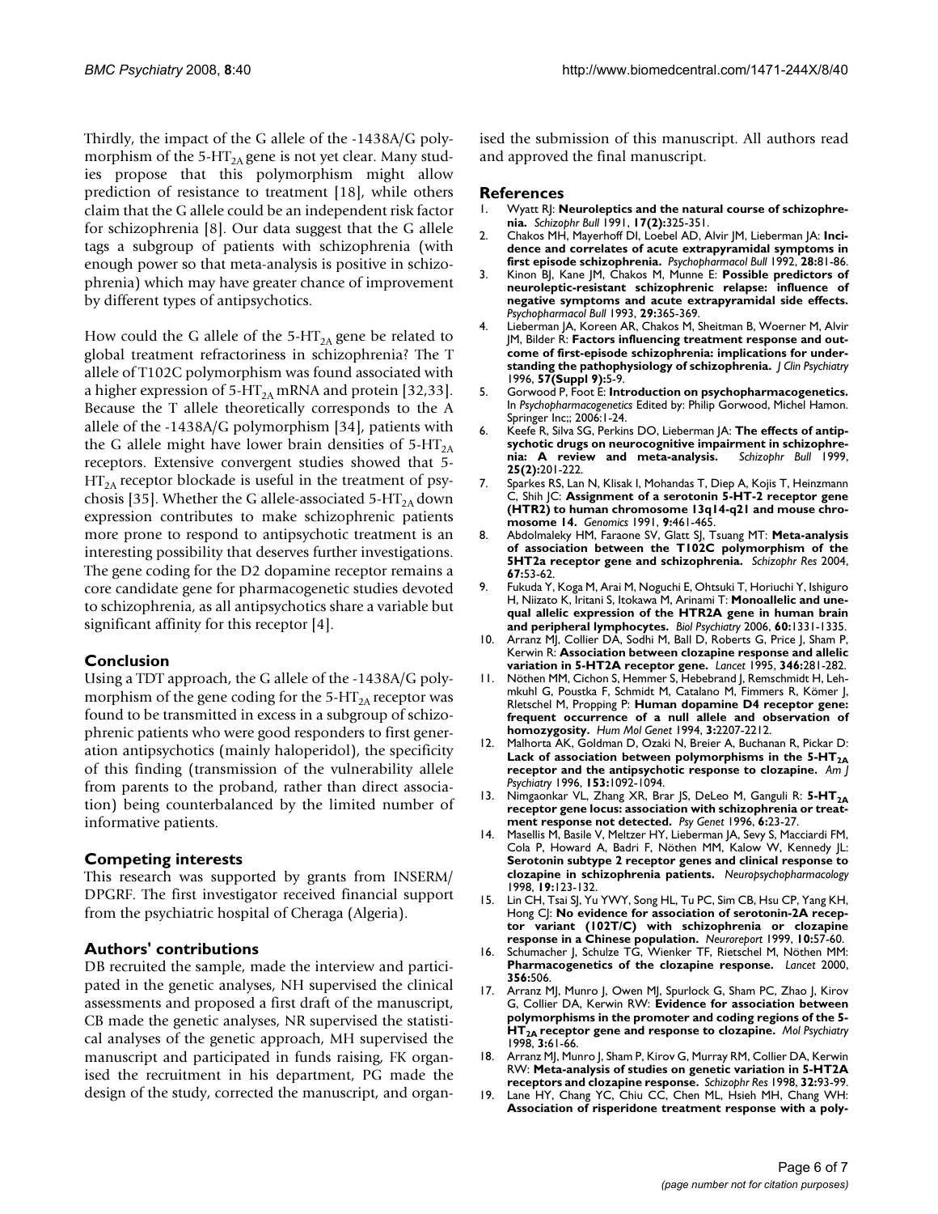Thirdly, the impact of the G allele of the -1438A/G polymorphism of the 5-$HT_{2A}$ gene is not yet clear. Many studies propose that this polymorphism might allow prediction of resistance to treatment [18], while others claim that the G allele could be an independent risk factor for schizophrenia [8]. Our data suggest that the G allele tags a subgroup of patients with schizophrenia (with enough power so that meta-analysis is positive in schizophrenia) which may have greater chance of improvement by different types of antipsychotics.

How could the G allele of the 5-$HT_{2A}$ gene be related to global treatment refractoriness in schizophrenia? The T allele of T102C polymorphism was found associated with a higher expression of 5-$HT_{2A}$ mRNA and protein [32,33]. Because the T allele theoretically corresponds to the A allele of the -1438A/G polymorphism [34], patients with the G allele might have lower brain densities of 5-$HT_{2A}$ receptors. Extensive convergent studies showed that 5-$HT_{2A}$ receptor blockade is useful in the treatment of psychosis [35]. Whether the G allele-associated 5-$HT_{2A}$ down expression contributes to make schizophrenic patients more prone to respond to antipsychotic treatment is an interesting possibility that deserves further investigations. The gene coding for the D2 dopamine receptor remains a core candidate gene for pharmacogenetic studies devoted to schizophrenia, as all antipsychotics share a variable but significant affinity for this receptor [4].

## Conclusion

Using a TDT approach, the G allele of the -1438A/G polymorphism of the gene coding for the 5-$HT_{2A}$ receptor was found to be transmitted in excess in a subgroup of schizophrenic patients who were good responders to first generation antipsychotics (mainly haloperidol), the specificity of this finding (transmission of the vulnerability allele from parents to the proband, rather than direct association) being counterbalanced by the limited number of informative patients.

## Competing interests

This research was supported by grants from INSERM/DPGRF. The first investigator received financial support from the psychiatric hospital of Cheraga (Algeria).

## Authors' contributions

DB recruited the sample, made the interview and participated in the genetic analyses, NH supervised the clinical assessments and proposed a first draft of the manuscript, CB made the genetic analyses, NR supervised the statistical analyses of the genetic approach, MH supervised the manuscript and participated in funds raising, FK organised the recruitment in his department, PG made the design of the study, corrected the manuscript, and organised the submission of this manuscript. All authors read and approved the final manuscript.

## References

1. Wyatt RJ: **Neuroleptics and the natural course of schizophrenia.** *Schizophr Bull* 1991, **17(2):**325-351.
2. Chakos MH, Mayerhoff DI, Loebel AD, Alvir JM, Lieberman JA: **Incidence and correlates of acute extrapyramidal symptoms in first episode schizophrenia.** *Psychopharmacol Bull* 1992, **28:**81-86.
3. Kinon BJ, Kane JM, Chakos M, Munne E: **Possible predictors of neuroleptic-resistant schizophrenic relapse: influence of negative symptoms and acute extrapyramidal side effects.** *Psychopharmacol Bull* 1993, **29:**365-369.
4. Lieberman JA, Koreen AR, Chakos M, Sheitman B, Woerner M, Alvir JM, Bilder R: **Factors influencing treatment response and outcome of first-episode schizophrenia: implications for understanding the pathophysiology of schizophrenia.** *J Clin Psychiatry* 1996, **57(Suppl 9):**5-9.
5. Gorwood P, Foot E: **Introduction on psychopharmacogenetics.** In *Psychopharmacogenetics* Edited by: Philip Gorwood, Michel Hamon. Springer Inc;; 2006:1-24.
6. Keefe R, Silva SG, Perkins DO, Lieberman JA: **The effects of antipsychotic drugs on neurocognitive impairment in schizophrenia: A review and meta-analysis.** *Schizophr Bull* 1999, **25(2):**201-222.
7. Sparkes RS, Lan N, Klisak I, Mohandas T, Diep A, Kojis T, Heinzmann C, Shih JC: **Assignment of a serotonin 5-HT-2 receptor gene (HTR2) to human chromosome 13q14-q21 and mouse chromosome 14.** *Genomics* 1991, **9:**461-465.
8. Abdolmaleky HM, Faraone SV, Glatt SJ, Tsuang MT: **Meta-analysis of association between the T102C polymorphism of the 5HT2a receptor gene and schizophrenia.** *Schizophr Res* 2004, **67:**53-62.
9. Fukuda Y, Koga M, Arai M, Noguchi E, Ohtsuki T, Horiuchi Y, Ishiguro H, Niizato K, Iritani S, Itokawa M, Arinami T: **Monoallelic and unequal allelic expression of the HTR2A gene in human brain and peripheral lymphocytes.** *Biol Psychiatry* 2006, **60:**1331-1335.
10. Arranz MJ, Collier DA, Sodhi M, Ball D, Roberts G, Price J, Sham P, Kerwin R: **Association between clozapine response and allelic variation in 5-HT2A receptor gene.** *Lancet* 1995, **346:**281-282.
11. Nöthen MM, Cichon S, Hemmer S, Hebebrand J, Remschmidt H, Lehmkuhl G, Poustka F, Schmidt M, Catalano M, Fimmers R, Kömer J, Rletschel M, Propping P: **Human dopamine D4 receptor gene: frequent occurrence of a null allele and observation of homozygosity.** *Hum Mol Genet* 1994, **3:**2207-2212.
12. Malhorta AK, Goldman D, Ozaki N, Breier A, Buchanan R, Pickar D: **Lack of association between polymorphisms in the 5-$HT_{2A}$ receptor and the antipsychotic response to clozapine.** *Am J Psychiatry* 1996, **153:**1092-1094.
13. Nimgaonkar VL, Zhang XR, Brar JS, DeLeo M, Ganguli R: **5-$HT_{2A}$ receptor gene locus: association with schizophrenia or treatment response not detected.** *Psy Genet* 1996, **6:**23-27.
14. Masellis M, Basile V, Meltzer HY, Lieberman JA, Sevy S, Macciardi FM, Cola P, Howard A, Badri F, Nöthen MM, Kalow W, Kennedy JL: **Serotonin subtype 2 receptor genes and clinical response to clozapine in schizophrenia patients.** *Neuropsychopharmacology* 1998, **19:**123-132.
15. Lin CH, Tsai SJ, Yu YWY, Song HL, Tu PC, Sim CB, Hsu CP, Yang KH, Hong CJ: **No evidence for association of serotonin-2A receptor variant (102T/C) with schizophrenia or clozapine response in a Chinese population.** *Neuroreport* 1999, **10:**57-60.
16. Schumacher J, Schulze TG, Wienker TF, Rietschel M, Nöthen MM: **Pharmacogenetics of the clozapine response.** *Lancet* 2000, **356:**506.
17. Arranz MJ, Munro J, Owen MJ, Spurlock G, Sham PC, Zhao J, Kirov G, Collier DA, Kerwin RW: **Evidence for association between polymorphisms in the promoter and coding regions of the 5-$HT_{2A}$ receptor gene and response to clozapine.** *Mol Psychiatry* 1998, **3:**61-66.
18. Arranz MJ, Munro J, Sham P, Kirov G, Murray RM, Collier DA, Kerwin RW: **Meta-analysis of studies on genetic variation in 5-HT2A receptors and clozapine response.** *Schizophr Res* 1998, **32:**93-99.
19. Lane HY, Chang YC, Chiu CC, Chen ML, Hsieh MH, Chang WH: **Association of risperidone treatment response with a poly-**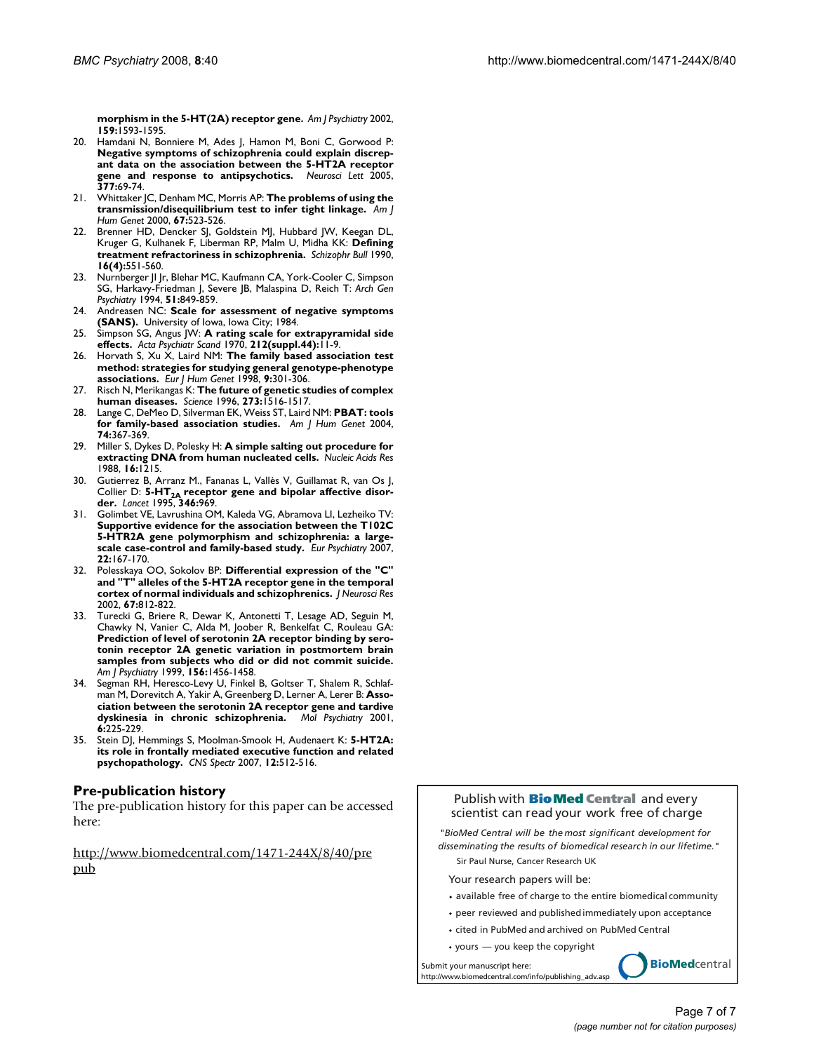morphism in the 5-HT(2A) receptor gene.** *Am J Psychiatry* 2002, **159:**1593-1595.

20. Hamdani N, Bonniere M, Ades J, Hamon M, Boni C, Gorwood P: **Negative symptoms of schizophrenia could explain discrepant data on the association between the 5-HT2A receptor gene and response to antipsychotics.** *Neurosci Lett* 2005, **377:**69-74.
21. Whittaker JC, Denham MC, Morris AP: **The problems of using the transmission/disequilibrium test to infer tight linkage.** *Am J Hum Genet* 2000, **67:**523-526.
22. Brenner HD, Dencker SJ, Goldstein MJ, Hubbard JW, Keegan DL, Kruger G, Kulhanek F, Liberman RP, Malm U, Midha KK: **Defining treatment refractoriness in schizophrenia.** *Schizophr Bull* 1990, **16(4):**551-560.
23. Nurnberger JI Jr, Blehar MC, Kaufmann CA, York-Cooler C, Simpson SG, Harkavy-Friedman J, Severe JB, Malaspina D, Reich T: *Arch Gen Psychiatry* 1994, **51:**849-859.
24. Andreasen NC: **Scale for assessment of negative symptoms (SANS).** University of Iowa, Iowa City; 1984.
25. Simpson SG, Angus JW: **A rating scale for extrapyramidal side effects.** *Acta Psychiatr Scand* 1970, **212(suppl.44):**11-9.
26. Horvath S, Xu X, Laird NM: **The family based association test method: strategies for studying general genotype-phenotype associations.** *Eur J Hum Genet* 1998, **9:**301-306.
27. Risch N, Merikangas K: **The future of genetic studies of complex human diseases.** *Science* 1996, **273:**1516-1517.
28. Lange C, DeMeo D, Silverman EK, Weiss ST, Laird NM: **PBAT: tools for family-based association studies.** *Am J Hum Genet* 2004, **74:**367-369.
29. Miller S, Dykes D, Polesky H: **A simple salting out procedure for extracting DNA from human nucleated cells.** *Nucleic Acids Res* 1988, **16:**1215.
30. Gutierrez B, Arranz M., Fananas L, Vallès V, Guillamat R, van Os J, Collier D: **5-HT$_{2A}$ receptor gene and bipolar affective disorder.** *Lancet* 1995, **346:**969.
31. Golimbet VE, Lavrushina OM, Kaleda VG, Abramova LI, Lezheiko TV: **Supportive evidence for the association between the T102C 5-HTR2A gene polymorphism and schizophrenia: a large-scale case-control and family-based study.** *Eur Psychiatry* 2007, **22:**167-170.
32. Polesskaya OO, Sokolov BP: **Differential expression of the "C" and "T" alleles of the 5-HT2A receptor gene in the temporal cortex of normal individuals and schizophrenics.** *J Neurosci Res* 2002, **67:**812-822.
33. Turecki G, Briere R, Dewar K, Antonetti T, Lesage AD, Seguin M, Chawky N, Vanier C, Alda M, Joober R, Benkelfat C, Rouleau GA: **Prediction of level of serotonin 2A receptor binding by serotonin receptor 2A genetic variation in postmortem brain samples from subjects who did or did not commit suicide.** *Am J Psychiatry* 1999, **156:**1456-1458.
34. Segman RH, Heresco-Levy U, Finkel B, Goltser T, Shalem R, Schlafman M, Dorevitch A, Yakir A, Greenberg D, Lerner A, Lerer B: **Association between the serotonin 2A receptor gene and tardive dyskinesia in chronic schizophrenia.** *Mol Psychiatry* 2001, **6:**225-229.
35. Stein DJ, Hemmings S, Moolman-Smook H, Audenaert K: **5-HT2A: its role in frontally mediated executive function and related psychopathology.** *CNS Spectr* 2007, **12:**512-516.

## Pre-publication history

The pre-publication history for this paper can be accessed here:

http://www.biomedcentral.com/1471-244X/8/40/prepub

Publish with **BioMed Central** and every scientist can read your work free of charge

*"BioMed Central will be the most significant development for disseminating the results of biomedical research in our lifetime."*

Sir Paul Nurse, Cancer Research UK

Your research papers will be:

- available free of charge to the entire biomedical community
- peer reviewed and published immediately upon acceptance
- cited in PubMed and archived on PubMed Central
- yours — you keep the copyright

Submit your manuscript here:
http://www.biomedcentral.com/info/publishing_adv.asp

**BioMed**central